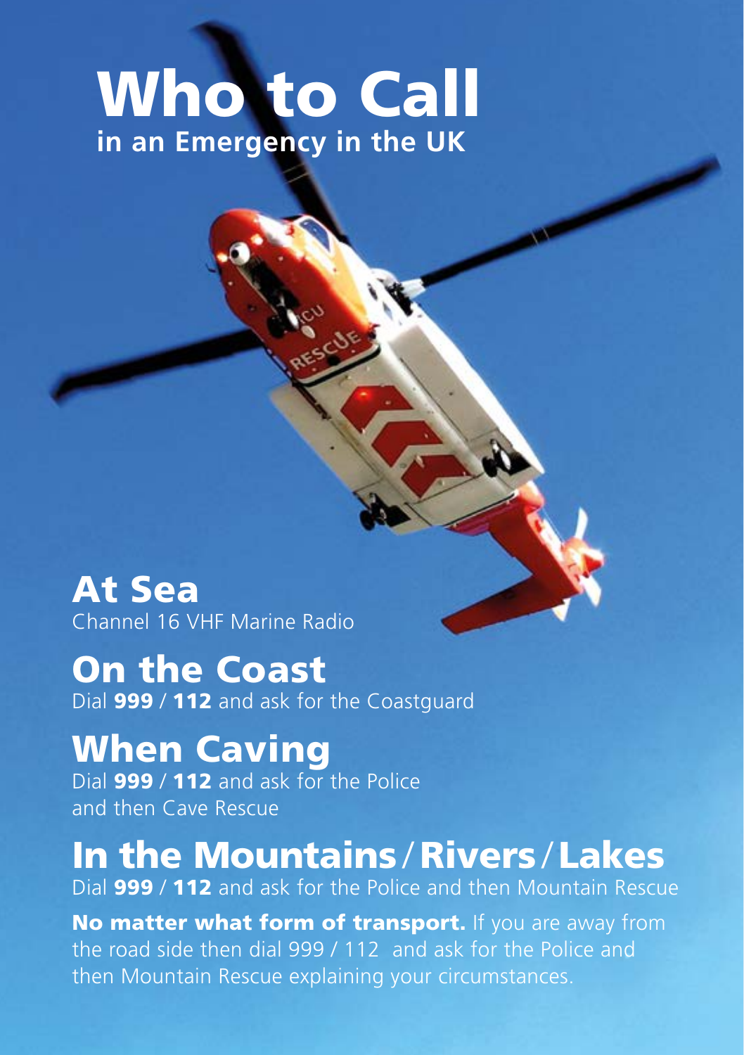# Who to Call

**in an Emergency in the UK**

## At Sea

Channel 16 VHF Marine Radio

## On the Coast

Dial **999** / **112** and ask for the Coastguard

## When Caving

Dial **999** / **112** and ask for the Police and then Cave Rescue

## In the Mountains / Rivers / Lakes

Dial **999** / **112** and ask for the Police and then Mountain Rescue

**No matter what form of transport.** If you are away from the road side then dial 999 / 112 and ask for the Police and then Mountain Rescue explaining your circumstances.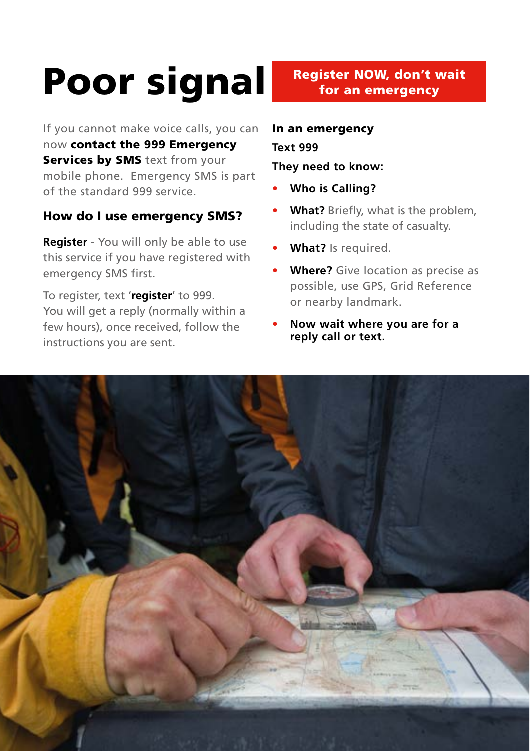# Poor signal

**Register NOW, don't wait for an emergency**

If you cannot make voice calls, you can now **contact the 999 Emergency Services by SMS** text from your mobile phone. Emergency SMS is part of the standard 999 service.

### How do I use emergency SMS?

**Register** - You will only be able to use this service if you have registered with emergency SMS first.

To register, text '**register**' to 999. You will get a reply (normally within a few hours), once received, follow the instructions you are sent.

**In an emergency**

**Text 999**

**They need to know:**

- **Who is Calling?**
- **What?** Briefly, what is the problem, including the state of casualty.
- **What?** Is required.
- **Where?** Give location as precise as possible, use GPS, Grid Reference or nearby landmark.
- **Now wait where you are for a reply call or text.**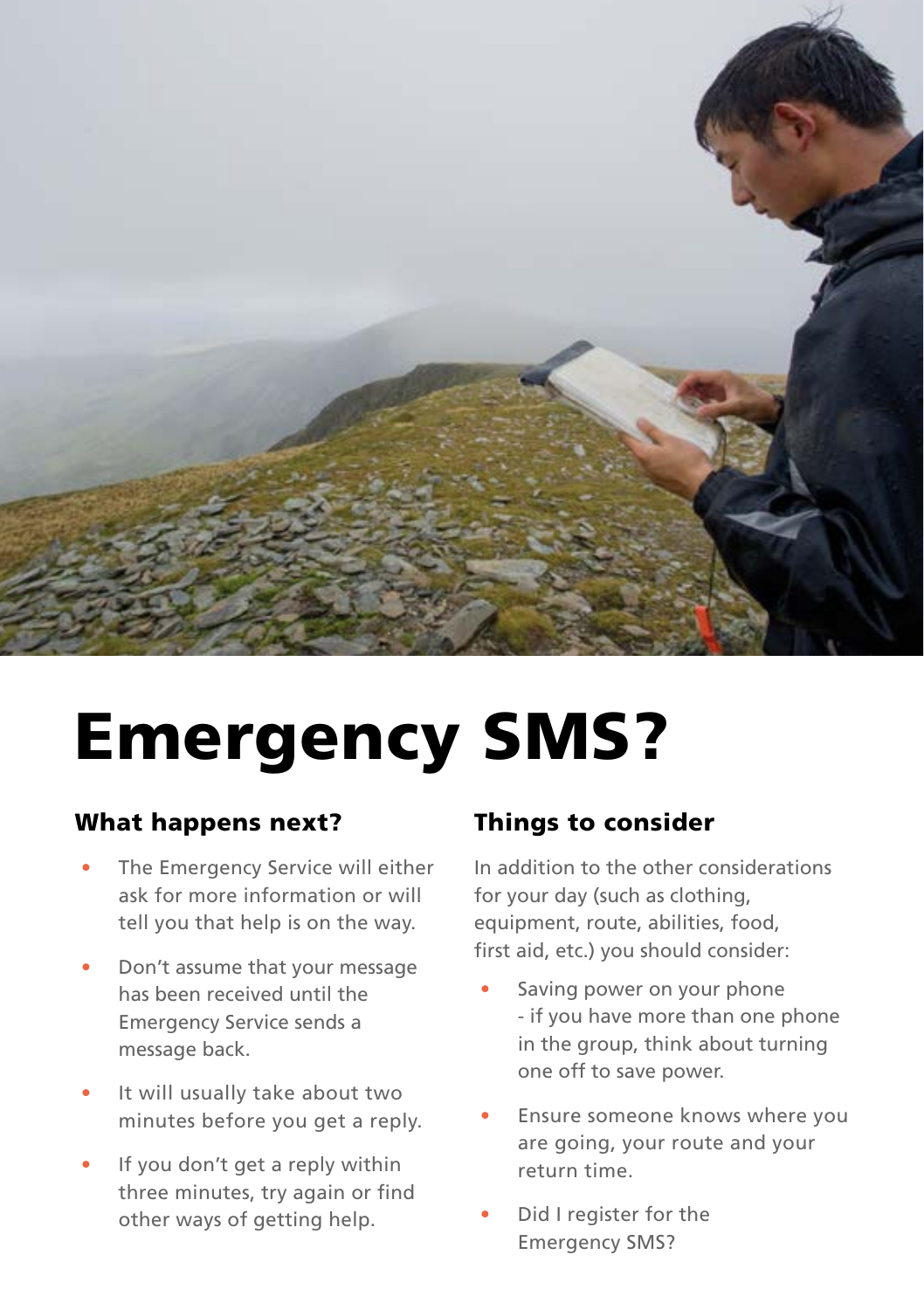# Emergency SMS?

## What happens next?

- The Emergency Service will either ask for more information or will tell you that help is on the way.
- Don't assume that your message has been received until the Emergency Service sends a message back.
- It will usually take about two minutes before you get a reply.
- If you don't get a reply within three minutes, try again or find other ways of getting help.

## Things to consider

In addition to the other considerations for your day (such as clothing, equipment, route, abilities, food, first aid, etc.) you should consider:

- Saving power on your phone - if you have more than one phone in the group, think about turning one off to save power.
- Ensure someone knows where you are going, your route and your return time.
- Did I register for the Emergency SMS?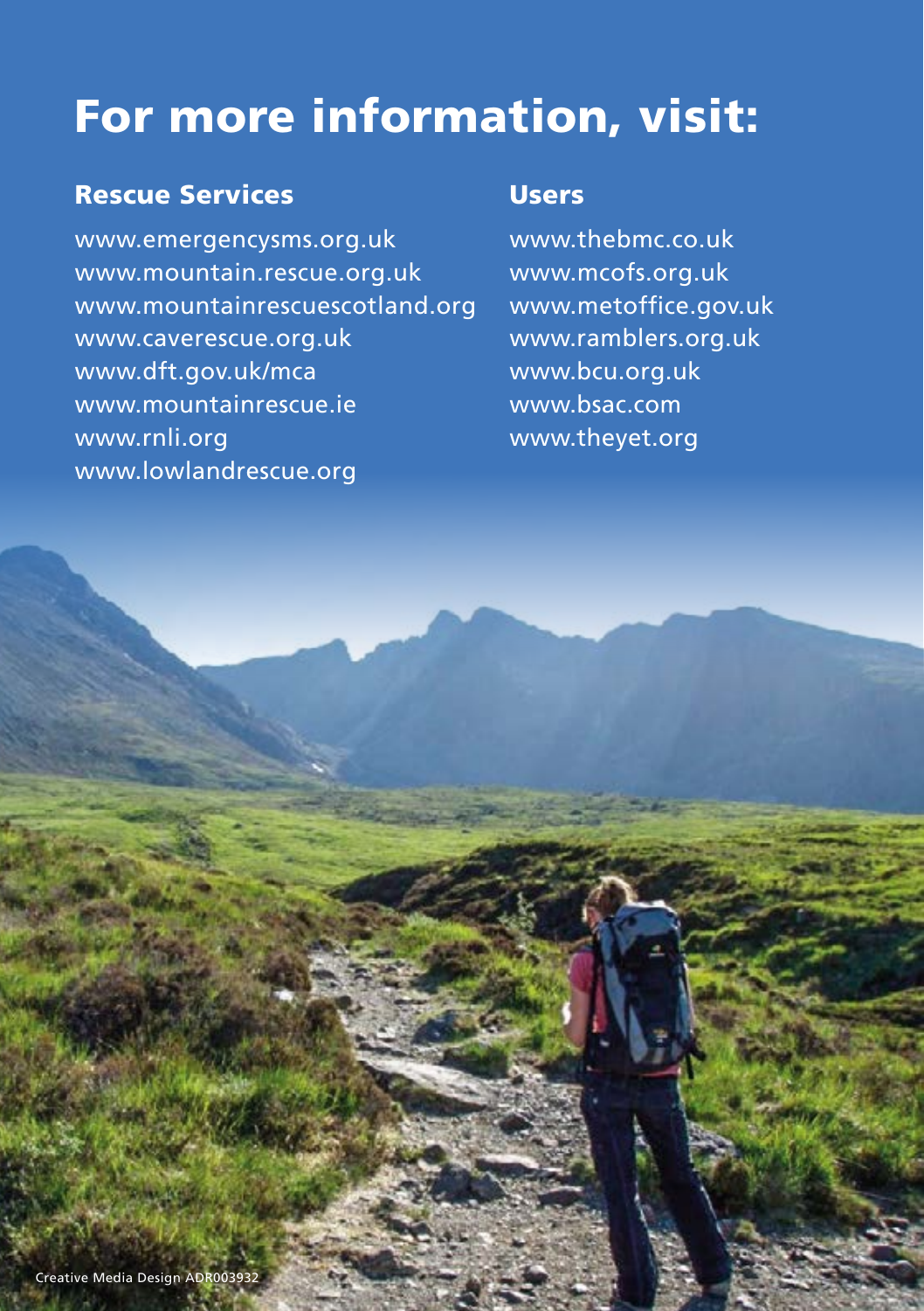# For more information, visit:

## Rescue Services

www.emergencysms.org.uk
www.mountain.rescue.org.uk
www.mountainrescuescotland.org
www.caverescue.org.uk
www.dft.gov.uk/mca
www.mountainrescue.ie
www.rnli.org
www.lowlandrescue.org

## Users

www.thebmc.co.uk
www.mcofs.org.uk
www.metoffice.gov.uk
www.ramblers.org.uk
www.bcu.org.uk
www.bsac.com
www.theyet.org

Creative Media Design ADR003932